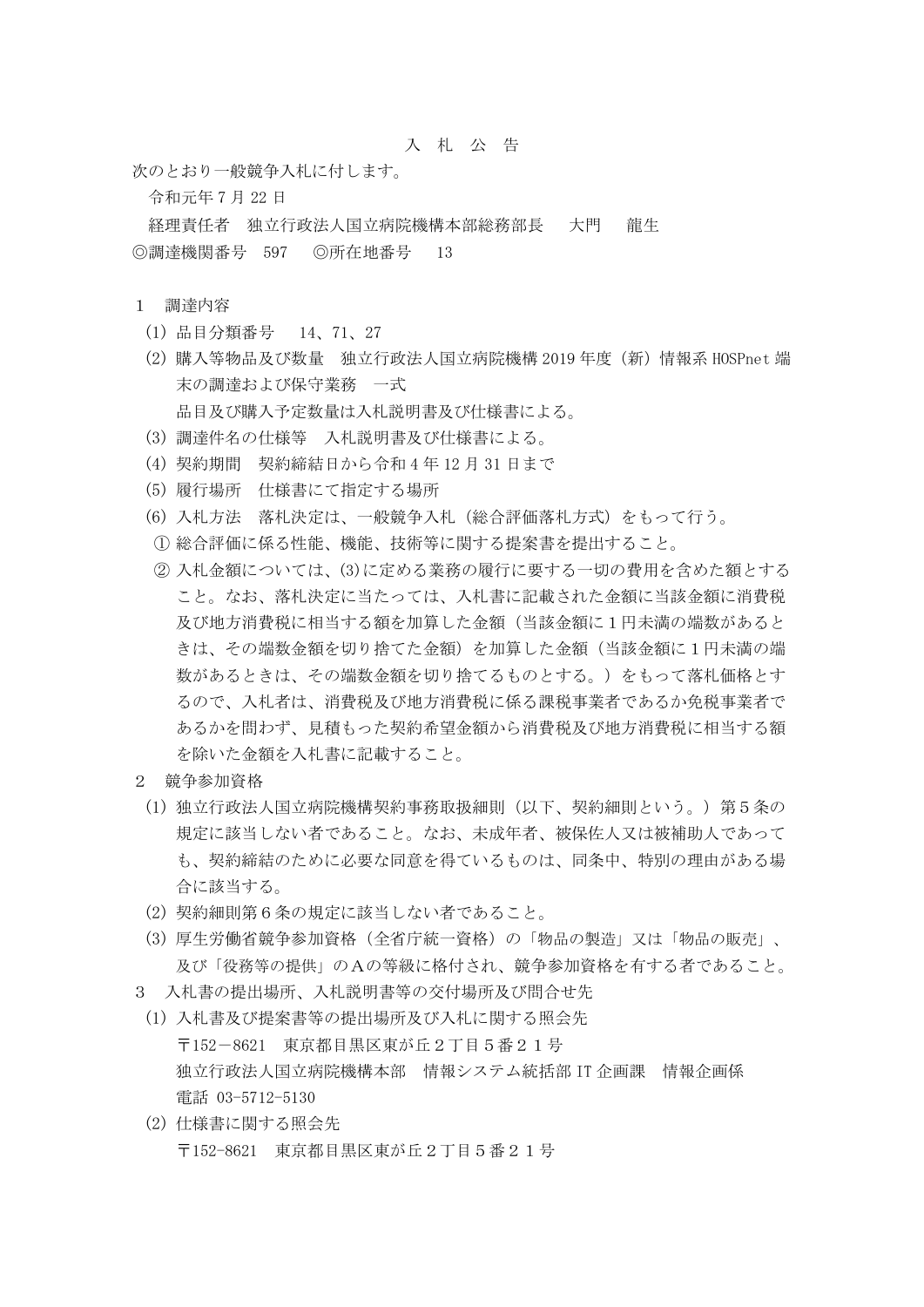# 入 札 公 告

次のとおり一般競争入札に付します。

令和元年７月 22 日

経理責任者　独立行政法人国立病院機構本部総務部長　　大門　　龍生

◎調達機関番号　597　　◎所在地番号　　13

１　調達内容

(1) 品目分類番号　　14、71、27

(2) 購入等物品及び数量　独立行政法人国立病院機構 2019 年度（新）情報系 HOSPnet 端末の調達および保守業務　一式
品目及び購入予定数量は入札説明書及び仕様書による。

(3) 調達件名の仕様等　入札説明書及び仕様書による。

(4) 契約期間　契約締結日から令和４年 12 月 31 日まで

(5) 履行場所　仕様書にて指定する場所

(6) 入札方法　落札決定は、一般競争入札（総合評価落札方式）をもって行う。

① 総合評価に係る性能、機能、技術等に関する提案書を提出すること。

② 入札金額については、(3)に定める業務の履行に要する一切の費用を含めた額とすること。なお、落札決定に当たっては、入札書に記載された金額に当該金額に消費税及び地方消費税に相当する額を加算した金額（当該金額に１円未満の端数があるときは、その端数金額を切り捨てた金額）を加算した金額（当該金額に１円未満の端数があるときは、その端数金額を切り捨てるものとする。）をもって落札価格とするので、入札者は、消費税及び地方消費税に係る課税事業者であるか免税事業者であるかを問わず、見積もった契約希望金額から消費税及び地方消費税に相当する額を除いた金額を入札書に記載すること。

２　競争参加資格

(1) 独立行政法人国立病院機構契約事務取扱細則（以下、契約細則という。）第５条の規定に該当しない者であること。なお、未成年者、被保佐人又は被補助人であっても、契約締結のために必要な同意を得ているものは、同条中、特別の理由がある場合に該当する。

(2) 契約細則第６条の規定に該当しない者であること。

(3) 厚生労働省競争参加資格（全省庁統一資格）の「物品の製造」又は「物品の販売」、及び「役務等の提供」のＡの等級に格付され、競争参加資格を有する者であること。

３　入札書の提出場所、入札説明書等の交付場所及び問合せ先

(1) 入札書及び提案書等の提出場所及び入札に関する照会先
〒152－8621　東京都目黒区東が丘２丁目５番２１号
独立行政法人国立病院機構本部　情報システム統括部 IT 企画課　情報企画係
電話 03-5712-5130

(2) 仕様書に関する照会先
〒152-8621　東京都目黒区東が丘２丁目５番２１号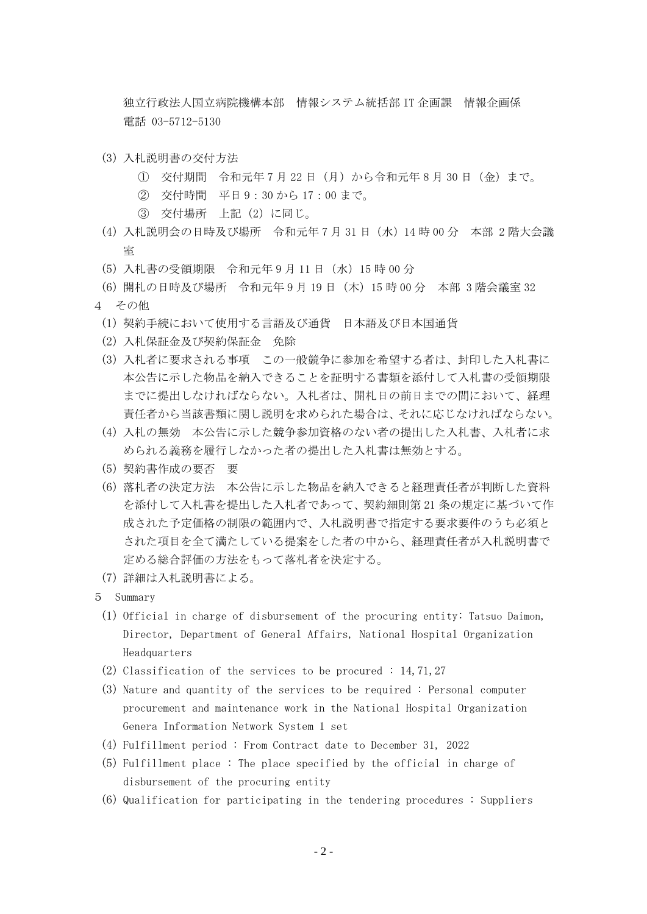独立行政法人国立病院機構本部　情報システム統括部IT企画課　情報企画係
電話 03-5712-5130

(3) 入札説明書の交付方法
　① 交付期間　令和元年7月22日（月）から令和元年8月30日（金）まで。
　② 交付時間　平日9：30から17：00まで。
　③ 交付場所　上記（2）に同じ。

(4) 入札説明会の日時及び場所　令和元年7月31日（水）14時00分　本部 2階大会議室

(5) 入札書の受領期限　令和元年9月11日（水）15時00分

(6) 開札の日時及び場所　令和元年9月19日（木）15時00分　本部 3階会議室32

4 その他

(1) 契約手続において使用する言語及び通貨　日本語及び日本国通貨

(2) 入札保証金及び契約保証金　免除

(3) 入札者に要求される事項　この一般競争に参加を希望する者は、封印した入札書に本公告に示した物品を納入できることを証明する書類を添付して入札書の受領期限までに提出しなければならない。入札者は、開札日の前日までの間において、経理責任者から当該書類に関し説明を求められた場合は、それに応じなければならない。

(4) 入札の無効　本公告に示した競争参加資格のない者の提出した入札書、入札者に求められる義務を履行しなかった者の提出した入札書は無効とする。

(5) 契約書作成の要否　要

(6) 落札者の決定方法　本公告に示した物品を納入できると経理責任者が判断した資料を添付して入札書を提出した入札者であって、契約細則第21条の規定に基づいて作成された予定価格の制限の範囲内で、入札説明書で指定する要求要件のうち必須とされた項目を全て満たしている提案をした者の中から、経理責任者が入札説明書で定める総合評価の方法をもって落札者を決定する。

(7) 詳細は入札説明書による。

5 Summary

(1) Official in charge of disbursement of the procuring entity: Tatsuo Daimon, Director, Department of General Affairs, National Hospital Organization Headquarters

(2) Classification of the services to be procured : 14,71,27

(3) Nature and quantity of the services to be required : Personal computer procurement and maintenance work in the National Hospital Organization Genera Information Network System 1 set

(4) Fulfillment period : From Contract date to December 31, 2022

(5) Fulfillment place : The place specified by the official in charge of disbursement of the procuring entity

(6) Qualification for participating in the tendering procedures : Suppliers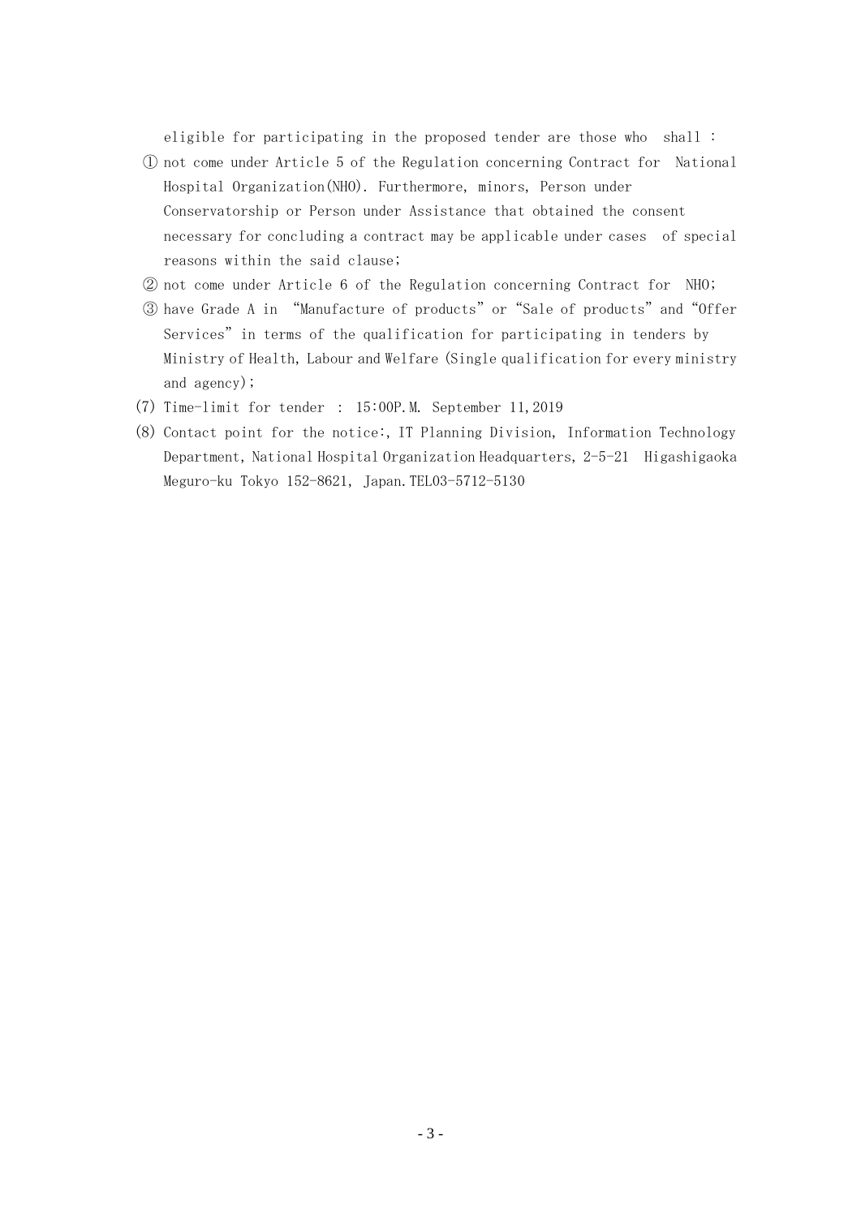eligible for participating in the proposed tender are those who shall :

① not come under Article 5 of the Regulation concerning Contract for National Hospital Organization(NHO). Furthermore, minors, Person under Conservatorship or Person under Assistance that obtained the consent necessary for concluding a contract may be applicable under cases of special reasons within the said clause;

② not come under Article 6 of the Regulation concerning Contract for NHO;

③ have Grade A in “Manufacture of products” or “Sale of products” and “Offer Services” in terms of the qualification for participating in tenders by Ministry of Health, Labour and Welfare (Single qualification for every ministry and agency);

(7) Time-limit for tender : 15:00P.M. September 11,2019

(8) Contact point for the notice:, IT Planning Division, Information Technology Department, National Hospital Organization Headquarters, 2-5-21 Higashigaoka Meguro-ku Tokyo 152-8621, Japan.TEL03-5712-5130